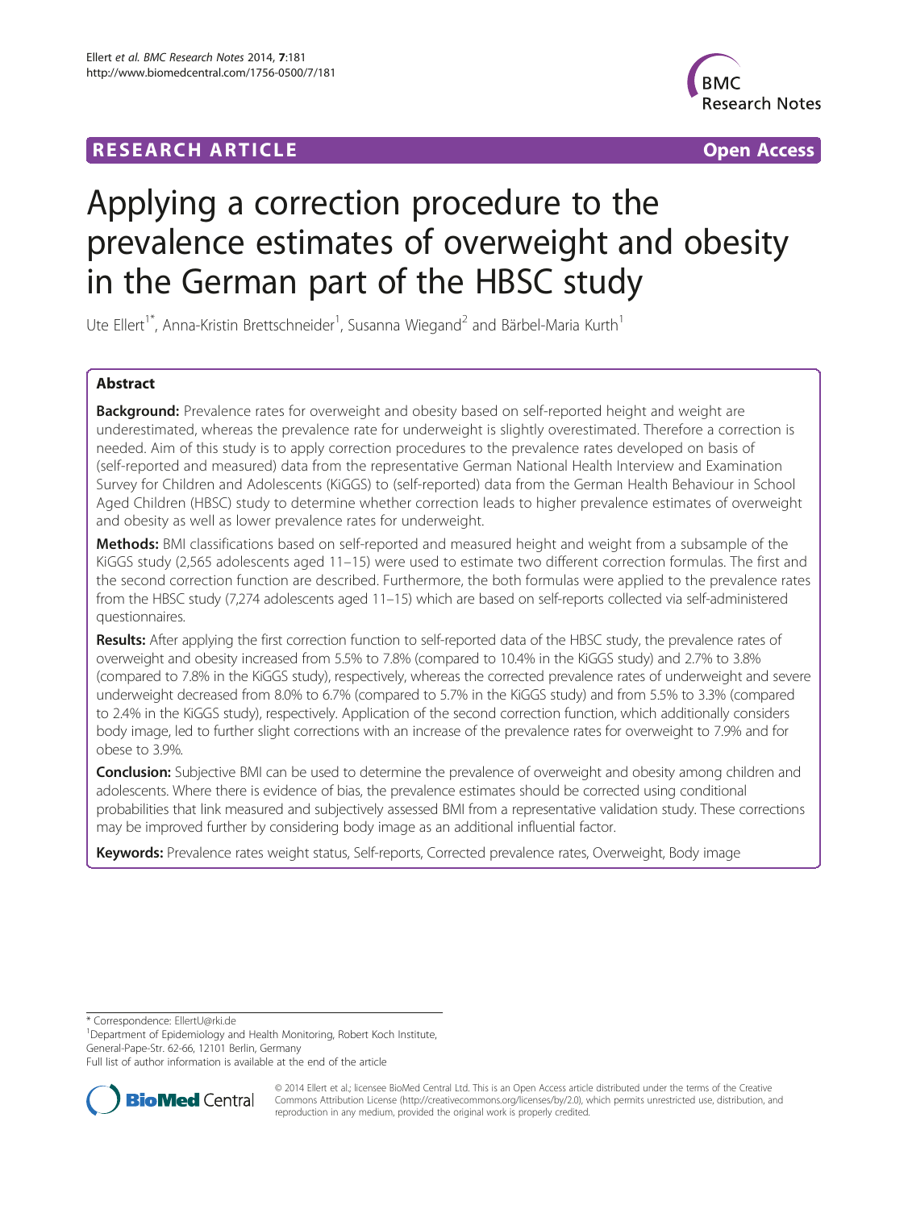RESEARCH ARTICLE Open Access

# Applying a correction procedure to the prevalence estimates of overweight and obesity in the German part of the HBSC study

Ute Ellert[1*], Anna-Kristin Brettschneider[1], Susanna Wiegand[2] and Bärbel-Maria Kurth[1]

## Abstract

**Background:** Prevalence rates for overweight and obesity based on self-reported height and weight are underestimated, whereas the prevalence rate for underweight is slightly overestimated. Therefore a correction is needed. Aim of this study is to apply correction procedures to the prevalence rates developed on basis of (self-reported and measured) data from the representative German National Health Interview and Examination Survey for Children and Adolescents (KiGGS) to (self-reported) data from the German Health Behaviour in School Aged Children (HBSC) study to determine whether correction leads to higher prevalence estimates of overweight and obesity as well as lower prevalence rates for underweight.

**Methods:** BMI classifications based on self-reported and measured height and weight from a subsample of the KiGGS study (2,565 adolescents aged 11–15) were used to estimate two different correction formulas. The first and the second correction function are described. Furthermore, the both formulas were applied to the prevalence rates from the HBSC study (7,274 adolescents aged 11–15) which are based on self-reports collected via self-administered questionnaires.

**Results:** After applying the first correction function to self-reported data of the HBSC study, the prevalence rates of overweight and obesity increased from 5.5% to 7.8% (compared to 10.4% in the KiGGS study) and 2.7% to 3.8% (compared to 7.8% in the KiGGS study), respectively, whereas the corrected prevalence rates of underweight and severe underweight decreased from 8.0% to 6.7% (compared to 5.7% in the KiGGS study) and from 5.5% to 3.3% (compared to 2.4% in the KiGGS study), respectively. Application of the second correction function, which additionally considers body image, led to further slight corrections with an increase of the prevalence rates for overweight to 7.9% and for obese to 3.9%.

**Conclusion:** Subjective BMI can be used to determine the prevalence of overweight and obesity among children and adolescents. Where there is evidence of bias, the prevalence estimates should be corrected using conditional probabilities that link measured and subjectively assessed BMI from a representative validation study. These corrections may be improved further by considering body image as an additional influential factor.

**Keywords:** Prevalence rates weight status, Self-reports, Corrected prevalence rates, Overweight, Body image

---

* Correspondence: EllertU@rki.de
[1]Department of Epidemiology and Health Monitoring, Robert Koch Institute, General-Pape-Str. 62-66, 12101 Berlin, Germany
Full list of author information is available at the end of the article

© 2014 Ellert et al.; licensee BioMed Central Ltd. This is an Open Access article distributed under the terms of the Creative Commons Attribution License (http://creativecommons.org/licenses/by/2.0), which permits unrestricted use, distribution, and reproduction in any medium, provided the original work is properly credited.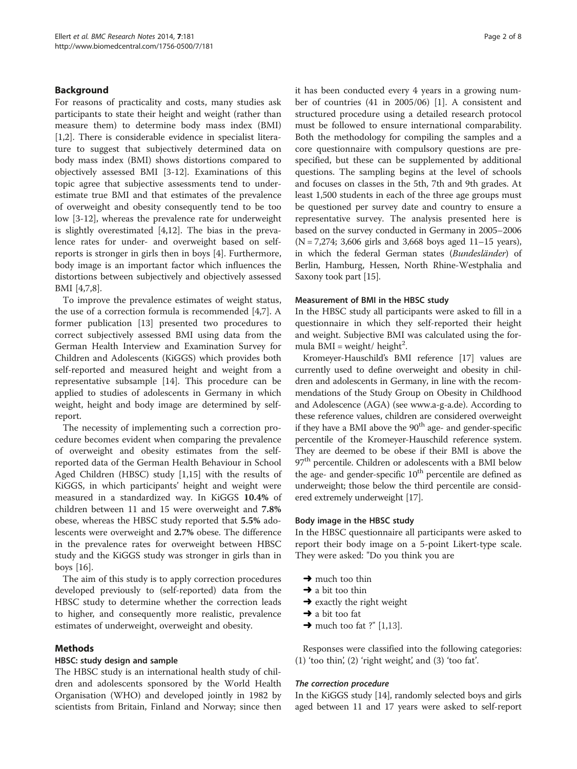## Background

For reasons of practicality and costs, many studies ask participants to state their height and weight (rather than measure them) to determine body mass index (BMI) [1,2]. There is considerable evidence in specialist literature to suggest that subjectively determined data on body mass index (BMI) shows distortions compared to objectively assessed BMI [3-12]. Examinations of this topic agree that subjective assessments tend to underestimate true BMI and that estimates of the prevalence of overweight and obesity consequently tend to be too low [3-12], whereas the prevalence rate for underweight is slightly overestimated [4,12]. The bias in the prevalence rates for under- and overweight based on self-reports is stronger in girls then in boys [4]. Furthermore, body image is an important factor which influences the distortions between subjectively and objectively assessed BMI [4,7,8].

To improve the prevalence estimates of weight status, the use of a correction formula is recommended [4,7]. A former publication [13] presented two procedures to correct subjectively assessed BMI using data from the German Health Interview and Examination Survey for Children and Adolescents (KiGGS) which provides both self-reported and measured height and weight from a representative subsample [14]. This procedure can be applied to studies of adolescents in Germany in which weight, height and body image are determined by self-report.

The necessity of implementing such a correction procedure becomes evident when comparing the prevalence of overweight and obesity estimates from the self-reported data of the German Health Behaviour in School Aged Children (HBSC) study [1,15] with the results of KiGGS, in which participants' height and weight were measured in a standardized way. In KiGGS **10.4%** of children between 11 and 15 were overweight and **7.8%** obese, whereas the HBSC study reported that **5.5%** adolescents were overweight and **2.7%** obese. The difference in the prevalence rates for overweight between HBSC study and the KiGGS study was stronger in girls than in boys [16].

The aim of this study is to apply correction procedures developed previously to (self-reported) data from the HBSC study to determine whether the correction leads to higher, and consequently more realistic, prevalence estimates of underweight, overweight and obesity.

## Methods

### HBSC: study design and sample

The HBSC study is an international health study of children and adolescents sponsored by the World Health Organisation (WHO) and developed jointly in 1982 by scientists from Britain, Finland and Norway; since then it has been conducted every 4 years in a growing number of countries (41 in 2005/06) [1]. A consistent and structured procedure using a detailed research protocol must be followed to ensure international comparability. Both the methodology for compiling the samples and a core questionnaire with compulsory questions are pre-specified, but these can be supplemented by additional questions. The sampling begins at the level of schools and focuses on classes in the 5th, 7th and 9th grades. At least 1,500 students in each of the three age groups must be questioned per survey date and country to ensure a representative survey. The analysis presented here is based on the survey conducted in Germany in 2005–2006 (N = 7,274; 3,606 girls and 3,668 boys aged 11–15 years), in which the federal German states (*Bundesländer*) of Berlin, Hamburg, Hessen, North Rhine-Westphalia and Saxony took part [15].

### Measurement of BMI in the HBSC study

In the HBSC study all participants were asked to fill in a questionnaire in which they self-reported their height and weight. Subjective BMI was calculated using the formula BMI = weight/ height$^2$.

Kromeyer-Hauschild's BMI reference [17] values are currently used to define overweight and obesity in children and adolescents in Germany, in line with the recommendations of the Study Group on Obesity in Childhood and Adolescence (AGA) (see www.a-g-a.de). According to these reference values, children are considered overweight if they have a BMI above the 90$^{th}$ age- and gender-specific percentile of the Kromeyer-Hauschild reference system. They are deemed to be obese if their BMI is above the 97$^{th}$ percentile. Children or adolescents with a BMI below the age- and gender-specific 10$^{th}$ percentile are defined as underweight; those below the third percentile are considered extremely underweight [17].

### Body image in the HBSC study

In the HBSC questionnaire all participants were asked to report their body image on a 5-point Likert-type scale. They were asked: "Do you think you are

- ➜ much too thin
- ➜ a bit too thin
- ➜ exactly the right weight
- ➜ a bit too fat
- ➜ much too fat ?" [1,13].

Responses were classified into the following categories: (1) 'too thin', (2) 'right weight', and (3) 'too fat'.

### *The correction procedure*

In the KiGGS study [14], randomly selected boys and girls aged between 11 and 17 years were asked to self-report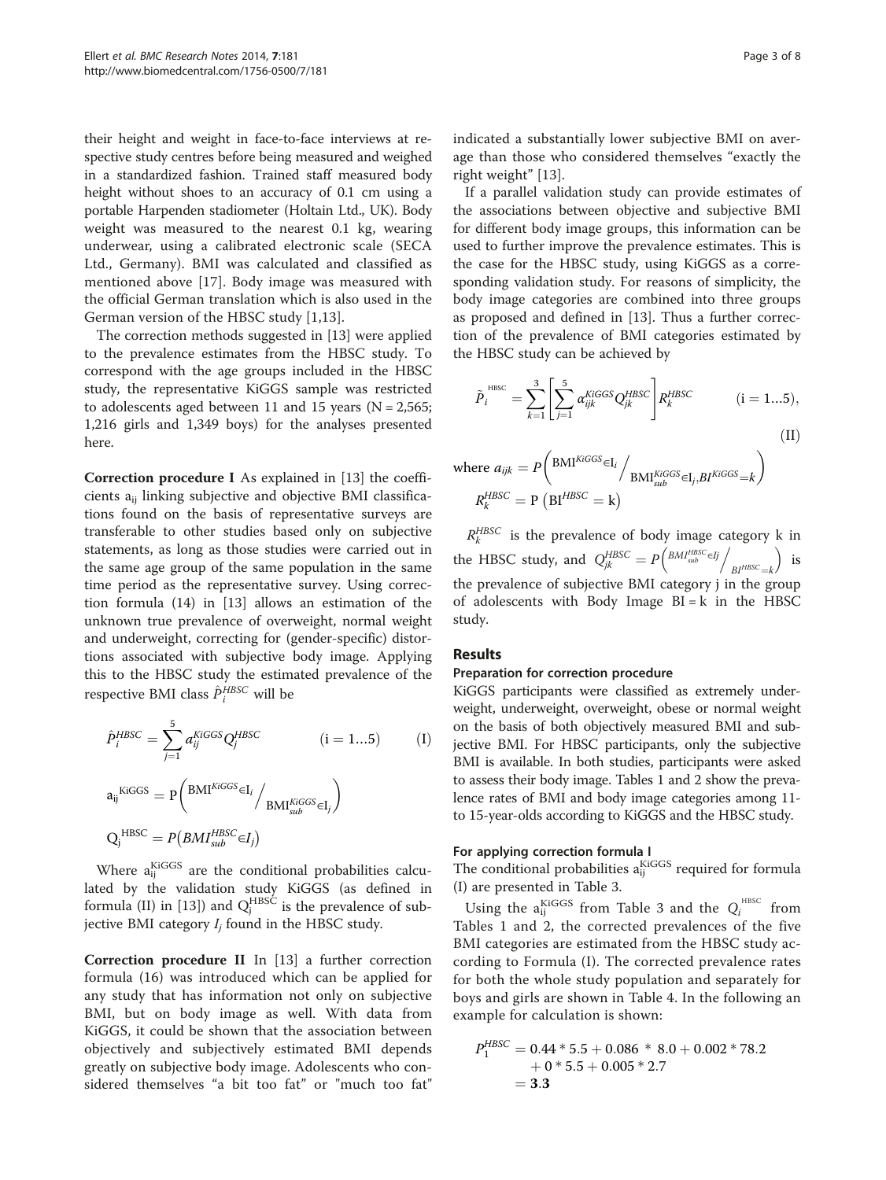their height and weight in face-to-face interviews at respective study centres before being measured and weighed in a standardized fashion. Trained staff measured body height without shoes to an accuracy of 0.1 cm using a portable Harpenden stadiometer (Holtain Ltd., UK). Body weight was measured to the nearest 0.1 kg, wearing underwear, using a calibrated electronic scale (SECA Ltd., Germany). BMI was calculated and classified as mentioned above [17]. Body image was measured with the official German translation which is also used in the German version of the HBSC study [1,13].

The correction methods suggested in [13] were applied to the prevalence estimates from the HBSC study. To correspond with the age groups included in the HBSC study, the representative KiGGS sample was restricted to adolescents aged between 11 and 15 years (N = 2,565; 1,216 girls and 1,349 boys) for the analyses presented here.

**Correction procedure I** As explained in [13] the coefficients $a_{ij}$ linking subjective and objective BMI classifications found on the basis of representative surveys are transferable to other studies based only on subjective statements, as long as those studies were carried out in the same age group of the same population in the same time period as the representative survey. Using correction formula (14) in [13] allows an estimation of the unknown true prevalence of overweight, normal weight and underweight, correcting for (gender-specific) distortions associated with subjective body image. Applying this to the HBSC study the estimated prevalence of the respective BMI class $\hat{P}_i^{HBSC}$ will be

$$\hat{P}_i^{HBSC} = \sum_{j=1}^{5} a_{ij}^{KiGGS} Q_j^{HBSC} \qquad (i = 1 \ldots 5) \qquad \text{(I)}$$

$$a_{ij}^{KiGGS} = P\left( BMI^{KiGGS} \in I_i \middle/ BMI_{sub}^{KiGGS} \in I_j \right)$$

$$Q_j^{HBSC} = P\left(BMI_{sub}^{HBSC} \in I_j\right)$$

Where $a_{ij}^{KiGGS}$ are the conditional probabilities calculated by the validation study KiGGS (as defined in formula (II) in [13]) and $Q_j^{HBSC}$ is the prevalence of subjective BMI category $I_j$ found in the HBSC study.

**Correction procedure II** In [13] a further correction formula (16) was introduced which can be applied for any study that has information not only on subjective BMI, but on body image as well. With data from KiGGS, it could be shown that the association between objectively and subjectively estimated BMI depends greatly on subjective body image. Adolescents who considered themselves "a bit too fat" or "much too fat" indicated a substantially lower subjective BMI on average than those who considered themselves "exactly the right weight" [13].

If a parallel validation study can provide estimates of the associations between objective and subjective BMI for different body image groups, this information can be used to further improve the prevalence estimates. This is the case for the HBSC study, using KiGGS as a corresponding validation study. For reasons of simplicity, the body image categories are combined into three groups as proposed and defined in [13]. Thus a further correction of the prevalence of BMI categories estimated by the HBSC study can be achieved by

$$\tilde{P}_i^{HBSC} = \sum_{k=1}^{3} \left[ \sum_{j=1}^{5} \alpha_{ijk}^{KiGGS} Q_{jk}^{HBSC} \right] R_k^{HBSC} \qquad (i = 1 \ldots 5), \qquad \text{(II)}$$

where $a_{ijk} = P\left( BMI^{KiGGS} \in I_i \middle/ BMI_{sub}^{KiGGS} \in I_j, BI^{KiGGS} = k \right)$

$R_k^{HBSC} = P\left(BI^{HBSC} = k\right)$

$R_k^{HBSC}$ is the prevalence of body image category k in the HBSC study, and $Q_{jk}^{HBSC} = P\left( BMI_{sub}^{HBSC} \in Ij \middle/ BI^{HBSC} = k \right)$ is the prevalence of subjective BMI category j in the group of adolescents with Body Image BI = k in the HBSC study.

## Results

### Preparation for correction procedure

KiGGS participants were classified as extremely underweight, underweight, overweight, obese or normal weight on the basis of both objectively measured BMI and subjective BMI. For HBSC participants, only the subjective BMI is available. In both studies, participants were asked to assess their body image. Tables 1 and 2 show the prevalence rates of BMI and body image categories among 11- to 15-year-olds according to KiGGS and the HBSC study.

### For applying correction formula I

The conditional probabilities $a_{ij}^{KiGGS}$ required for formula (I) are presented in Table 3.

Using the $a_{ij}^{KiGGS}$ from Table 3 and the $Q_i^{HBSC}$ from Tables 1 and 2, the corrected prevalences of the five BMI categories are estimated from the HBSC study according to Formula (I). The corrected prevalence rates for both the whole study population and separately for boys and girls are shown in Table 4. In the following an example for calculation is shown:

$$\begin{aligned} P_1^{HBSC} &= 0.44 * 5.5 + 0.086 * 8.0 + 0.002 * 78.2 \\ &\quad + 0 * 5.5 + 0.005 * 2.7 \\ &= \mathbf{3.3} \end{aligned}$$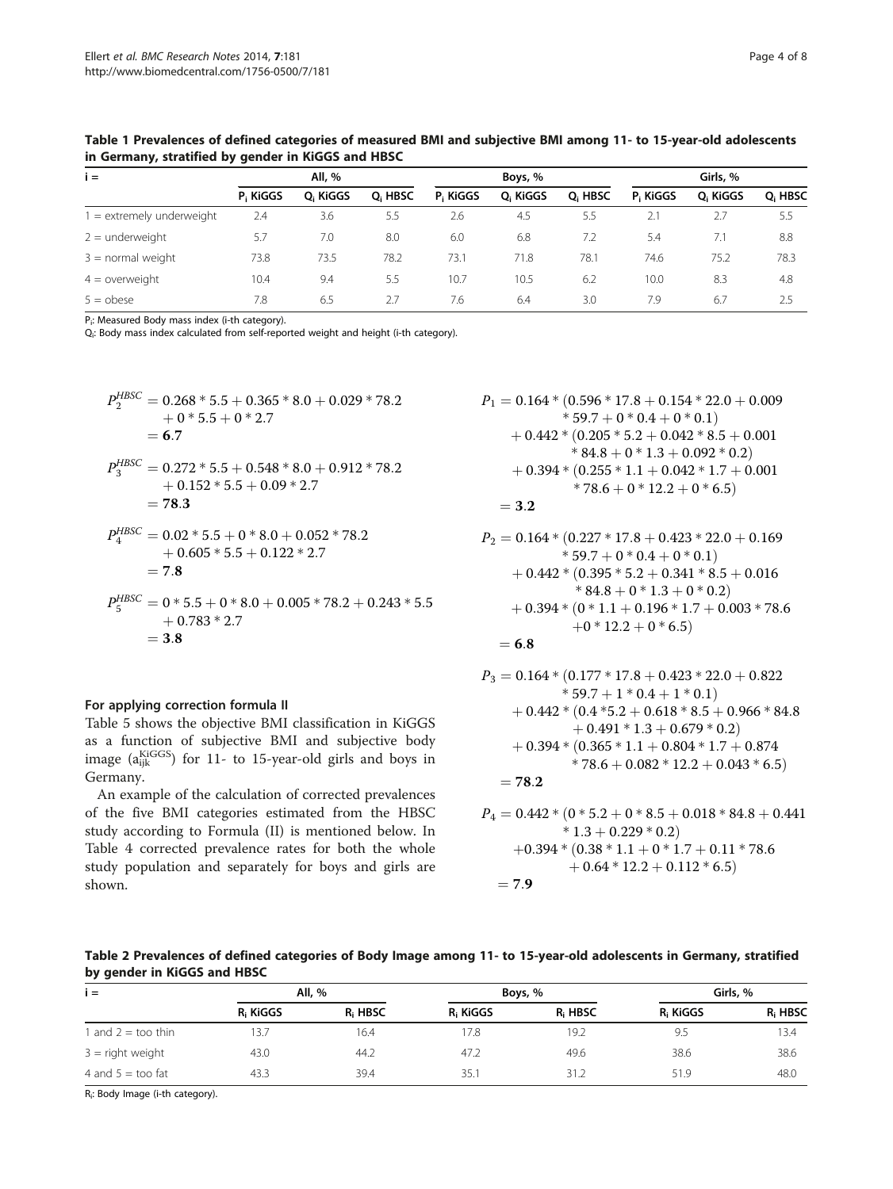**Table 1 Prevalences of defined categories of measured BMI and subjective BMI among 11- to 15-year-old adolescents in Germany, stratified by gender in KiGGS and HBSC**

| i = | All, % | | | Boys, % | | | Girls, % | | |
|---|---|---|---|---|---|---|---|---|---|
| | $P_i$ KiGGS | $Q_i$ KiGGS | $Q_i$ HBSC | $P_i$ KiGGS | $Q_i$ KiGGS | $Q_i$ HBSC | $P_i$ KiGGS | $Q_i$ KiGGS | $Q_i$ HBSC |
| 1 = extremely underweight | 2.4 | 3.6 | 5.5 | 2.6 | 4.5 | 5.5 | 2.1 | 2.7 | 5.5 |
| 2 = underweight | 5.7 | 7.0 | 8.0 | 6.0 | 6.8 | 7.2 | 5.4 | 7.1 | 8.8 |
| 3 = normal weight | 73.8 | 73.5 | 78.2 | 73.1 | 71.8 | 78.1 | 74.6 | 75.2 | 78.3 |
| 4 = overweight | 10.4 | 9.4 | 5.5 | 10.7 | 10.5 | 6.2 | 10.0 | 8.3 | 4.8 |
| 5 = obese | 7.8 | 6.5 | 2.7 | 7.6 | 6.4 | 3.0 | 7.9 | 6.7 | 2.5 |

$P_i$: Measured Body mass index (i-th category).
$Q_i$: Body mass index calculated from self-reported weight and height (i-th category).

$$P_2^{HBSC} = 0.268 * 5.5 + 0.365 * 8.0 + 0.029 * 78.2 + 0 * 5.5 + 0 * 2.7 = \mathbf{6.7}$$

$$P_3^{HBSC} = 0.272 * 5.5 + 0.548 * 8.0 + 0.912 * 78.2 + 0.152 * 5.5 + 0.09 * 2.7 = \mathbf{78.3}$$

$$P_4^{HBSC} = 0.02 * 5.5 + 0 * 8.0 + 0.052 * 78.2 + 0.605 * 5.5 + 0.122 * 2.7 = \mathbf{7.8}$$

$$P_5^{HBSC} = 0 * 5.5 + 0 * 8.0 + 0.005 * 78.2 + 0.243 * 5.5 + 0.783 * 2.7 = \mathbf{3.8}$$

### For applying correction formula II

Table 5 shows the objective BMI classification in KiGGS as a function of subjective BMI and subjective body image ($a_{ijk}^{KiGGS}$) for 11- to 15-year-old girls and boys in Germany.

An example of the calculation of corrected prevalences of the five BMI categories estimated from the HBSC study according to Formula (II) is mentioned below. In Table 4 corrected prevalence rates for both the whole study population and separately for boys and girls are shown.

$$\begin{aligned} P_1 = {} & 0.164 * (0.596 * 17.8 + 0.154 * 22.0 + 0.009 * 59.7 + 0 * 0.4 + 0 * 0.1) \\ & + 0.442 * (0.205 * 5.2 + 0.042 * 8.5 + 0.001 * 84.8 + 0 * 1.3 + 0.092 * 0.2) \\ & + 0.394 * (0.255 * 1.1 + 0.042 * 1.7 + 0.001 * 78.6 + 0 * 12.2 + 0 * 6.5) \\ = {} & \mathbf{3.2} \end{aligned}$$

$$\begin{aligned} P_2 = {} & 0.164 * (0.227 * 17.8 + 0.423 * 22.0 + 0.169 * 59.7 + 0 * 0.4 + 0 * 0.1) \\ & + 0.442 * (0.395 * 5.2 + 0.341 * 8.5 + 0.016 * 84.8 + 0 * 1.3 + 0 * 0.2) \\ & + 0.394 * (0 * 1.1 + 0.196 * 1.7 + 0.003 * 78.6 + 0 * 12.2 + 0 * 6.5) \\ = {} & \mathbf{6.8} \end{aligned}$$

$$\begin{aligned} P_3 = {} & 0.164 * (0.177 * 17.8 + 0.423 * 22.0 + 0.822 * 59.7 + 1 * 0.4 + 1 * 0.1) \\ & + 0.442 * (0.4 * 5.2 + 0.618 * 8.5 + 0.966 * 84.8 + 0.491 * 1.3 + 0.679 * 0.2) \\ & + 0.394 * (0.365 * 1.1 + 0.804 * 1.7 + 0.874 * 78.6 + 0.082 * 12.2 + 0.043 * 6.5) \\ = {} & \mathbf{78.2} \end{aligned}$$

$$\begin{aligned} P_4 = {} & 0.442 * (0 * 5.2 + 0 * 8.5 + 0.018 * 84.8 + 0.441 * 1.3 + 0.229 * 0.2) \\ & + 0.394 * (0.38 * 1.1 + 0 * 1.7 + 0.11 * 78.6 + 0.64 * 12.2 + 0.112 * 6.5) \\ = {} & \mathbf{7.9} \end{aligned}$$

**Table 2 Prevalences of defined categories of Body Image among 11- to 15-year-old adolescents in Germany, stratified by gender in KiGGS and HBSC**

| i = | All, % | | Boys, % | | Girls, % | |
|---|---|---|---|---|---|---|
| | $R_i$ KiGGS | $R_i$ HBSC | $R_i$ KiGGS | $R_i$ HBSC | $R_i$ KiGGS | $R_i$ HBSC |
| 1 and 2 = too thin | 13.7 | 16.4 | 17.8 | 19.2 | 9.5 | 13.4 |
| 3 = right weight | 43.0 | 44.2 | 47.2 | 49.6 | 38.6 | 38.6 |
| 4 and 5 = too fat | 43.3 | 39.4 | 35.1 | 31.2 | 51.9 | 48.0 |

$R_i$: Body Image (i-th category).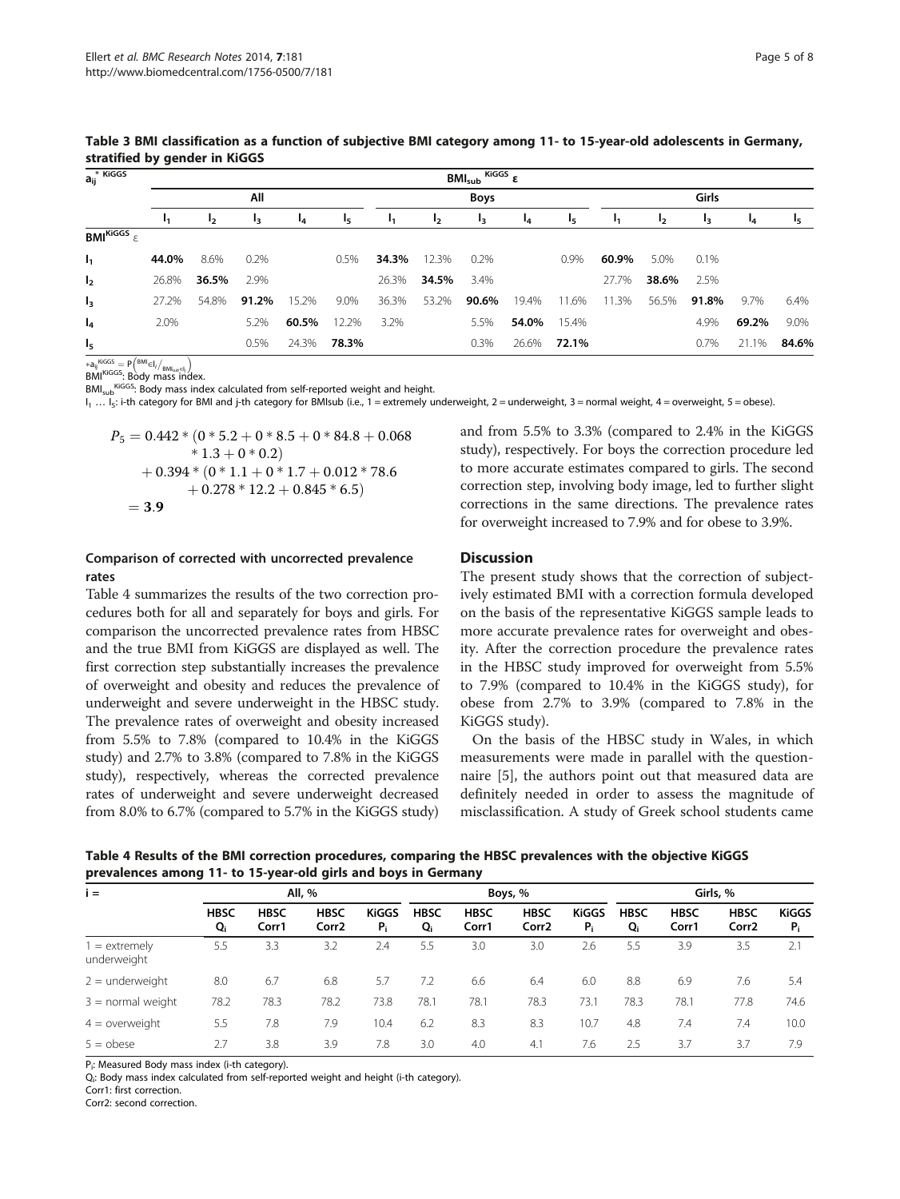**Table 3 BMI classification as a function of subjective BMI category among 11- to 15-year-old adolescents in Germany, stratified by gender in KiGGS**

| $a_{ij}^{*\ KiGGS}$ | $BMI_{sub}^{KiGGS} \varepsilon$ | | | | | | | | | | | | | | |
|---|---|---|---|---|---|---|---|---|---|---|---|---|---|---|---|
| | All | | | | | Boys | | | | | Girls | | | | |
| | $I_1$ | $I_2$ | $I_3$ | $I_4$ | $I_5$ | $I_1$ | $I_2$ | $I_3$ | $I_4$ | $I_5$ | $I_1$ | $I_2$ | $I_3$ | $I_4$ | $I_5$ |
| $BMI^{KiGGS} \varepsilon$ | | | | | | | | | | | | | | | |
| $I_1$ | **44.0%** | 8.6% | 0.2% | | 0.5% | **34.3%** | 12.3% | 0.2% | | 0.9% | **60.9%** | 5.0% | 0.1% | | |
| $I_2$ | 26.8% | **36.5%** | 2.9% | | | 26.3% | **34.5%** | 3.4% | | | 27.7% | **38.6%** | 2.5% | | |
| $I_3$ | 27.2% | 54.8% | **91.2%** | 15.2% | 9.0% | 36.3% | 53.2% | **90.6%** | 19.4% | 11.6% | 11.3% | 56.5% | **91.8%** | 9.7% | 6.4% |
| $I_4$ | 2.0% | | 5.2% | **60.5%** | 12.2% | 3.2% | | 5.5% | **54.0%** | 15.4% | | | 4.9% | **69.2%** | 9.0% |
| $I_5$ | | | 0.5% | 24.3% | **78.3%** | | | 0.3% | 26.6% | **72.1%** | | | 0.7% | 21.1% | **84.6%** |

$*a_{ij}^{KiGGS} = P\left(^{BMI \in I_i}/_{BMI_{sub} \in I_j}\right)$

$BMI^{KiGGS}$: Body mass index.

$BMI_{sub}^{KiGGS}$: Body mass index calculated from self-reported weight and height.

$I_1 \ldots I_5$: i-th category for BMI and j-th category for BMIsub (i.e., 1 = extremely underweight, 2 = underweight, 3 = normal weight, 4 = overweight, 5 = obese).

$$P_5 = 0.442 * (0 * 5.2 + 0 * 8.5 + 0 * 84.8 + 0.068 * 1.3 + 0 * 0.2) + 0.394 * (0 * 1.1 + 0 * 1.7 + 0.012 * 78.6 + 0.278 * 12.2 + 0.845 * 6.5) = \mathbf{3.9}$$

### Comparison of corrected with uncorrected prevalence rates

Table 4 summarizes the results of the two correction procedures both for all and separately for boys and girls. For comparison the uncorrected prevalence rates from HBSC and the true BMI from KiGGS are displayed as well. The first correction step substantially increases the prevalence of overweight and obesity and reduces the prevalence of underweight and severe underweight in the HBSC study. The prevalence rates of overweight and obesity increased from 5.5% to 7.8% (compared to 10.4% in the KiGGS study) and 2.7% to 3.8% (compared to 7.8% in the KiGGS study), respectively, whereas the corrected prevalence rates of underweight and severe underweight decreased from 8.0% to 6.7% (compared to 5.7% in the KiGGS study) and from 5.5% to 3.3% (compared to 2.4% in the KiGGS study), respectively. For boys the correction procedure led to more accurate estimates compared to girls. The second correction step, involving body image, led to further slight corrections in the same directions. The prevalence rates for overweight increased to 7.9% and for obese to 3.9%.

## Discussion

The present study shows that the correction of subjectively estimated BMI with a correction formula developed on the basis of the representative KiGGS sample leads to more accurate prevalence rates for overweight and obesity. After the correction procedure the prevalence rates in the HBSC study improved for overweight from 5.5% to 7.9% (compared to 10.4% in the KiGGS study), for obese from 2.7% to 3.9% (compared to 7.8% in the KiGGS study).

On the basis of the HBSC study in Wales, in which measurements were made in parallel with the questionnaire [5], the authors point out that measured data are definitely needed in order to assess the magnitude of misclassification. A study of Greek school students came

**Table 4 Results of the BMI correction procedures, comparing the HBSC prevalences with the objective KiGGS prevalences among 11- to 15-year-old girls and boys in Germany**

| i = | All, % | | | | Boys, % | | | | Girls, % | | | |
|---|---|---|---|---|---|---|---|---|---|---|---|---|
| | HBSC $Q_i$ | HBSC Corr1 | HBSC Corr2 | KiGGS $P_i$ | HBSC $Q_i$ | HBSC Corr1 | HBSC Corr2 | KiGGS $P_i$ | HBSC $Q_i$ | HBSC Corr1 | HBSC Corr2 | KiGGS $P_i$ |
| 1 = extremely underweight | 5.5 | 3.3 | 3.2 | 2.4 | 5.5 | 3.0 | 3.0 | 2.6 | 5.5 | 3.9 | 3.5 | 2.1 |
| 2 = underweight | 8.0 | 6.7 | 6.8 | 5.7 | 7.2 | 6.6 | 6.4 | 6.0 | 8.8 | 6.9 | 7.6 | 5.4 |
| 3 = normal weight | 78.2 | 78.3 | 78.2 | 73.8 | 78.1 | 78.1 | 78.3 | 73.1 | 78.3 | 78.1 | 77.8 | 74.6 |
| 4 = overweight | 5.5 | 7.8 | 7.9 | 10.4 | 6.2 | 8.3 | 8.3 | 10.7 | 4.8 | 7.4 | 7.4 | 10.0 |
| 5 = obese | 2.7 | 3.8 | 3.9 | 7.8 | 3.0 | 4.0 | 4.1 | 7.6 | 2.5 | 3.7 | 3.7 | 7.9 |

$P_i$: Measured Body mass index (i-th category).

$Q_i$: Body mass index calculated from self-reported weight and height (i-th category).

Corr1: first correction.

Corr2: second correction.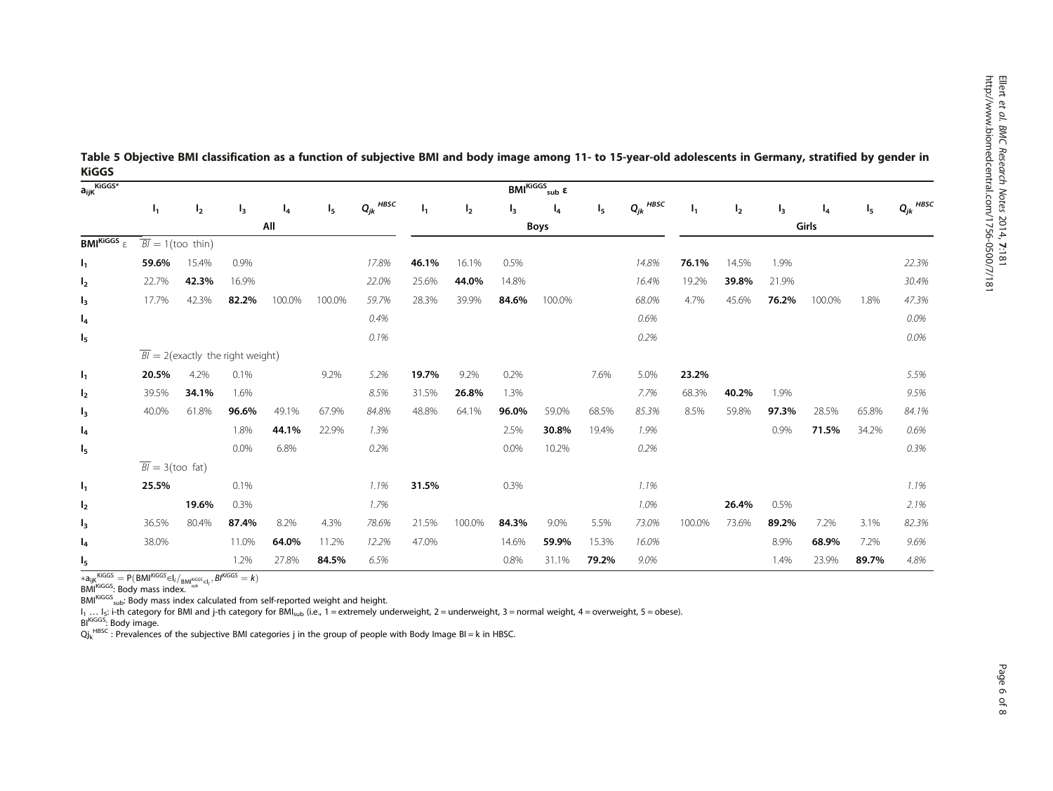**Table 5 Objective BMI classification as a function of subjective BMI and body image among 11- to 15-year-old adolescents in Germany, stratified by gender in KiGGS**

| $a_{ijK}^{KiGGS*}$ | $BMI^{KiGGS}_{sub}$ ε | | | | | | | | | | | | | | | | | |
|---|---|---|---|---|---|---|---|---|---|---|---|---|---|---|---|---|---|---|
| | $I_1$ | $I_2$ | $I_3$ | $I_4$ | $I_5$ | $Q_{jk}^{HBSC}$ | $I_1$ | $I_2$ | $I_3$ | $I_4$ | $I_5$ | $Q_{jk}^{HBSC}$ | $I_1$ | $I_2$ | $I_3$ | $I_4$ | $I_5$ | $Q_{jk}^{HBSC}$ |
| | All | | | | | | Boys | | | | | | Girls | | | | | |
| **$BMI^{KiGGS}$ ε** | $\overline{BI} = 1$(too thin) | | | | | | | | | | | | | | | | | |
| $I_1$ | **59.6%** | 15.4% | 0.9% | | | *17.8%* | **46.1%** | 16.1% | 0.5% | | | *14.8%* | **76.1%** | 14.5% | 1.9% | | | *22.3%* |
| $I_2$ | 22.7% | **42.3%** | 16.9% | | | *22.0%* | 25.6% | **44.0%** | 14.8% | | | *16.4%* | 19.2% | **39.8%** | 21.9% | | | *30.4%* |
| $I_3$ | 17.7% | 42.3% | **82.2%** | 100.0% | 100.0% | *59.7%* | 28.3% | 39.9% | **84.6%** | 100.0% | | *68.0%* | 4.7% | 45.6% | **76.2%** | 100.0% | 1.8% | *47.3%* |
| $I_4$ | | | | | | *0.4%* | | | | | | *0.6%* | | | | | | *0.0%* |
| $I_5$ | | | | | | *0.1%* | | | | | | *0.2%* | | | | | | *0.0%* |
| | $\overline{BI} = 2$(exactly the right weight) | | | | | | | | | | | | | | | | | |
| $I_1$ | **20.5%** | 4.2% | 0.1% | | 9.2% | *5.2%* | **19.7%** | 9.2% | 0.2% | | 7.6% | *5.0%* | **23.2%** | | | | | *5.5%* |
| $I_2$ | 39.5% | **34.1%** | 1.6% | | | *8.5%* | 31.5% | **26.8%** | 1.3% | | | *7.7%* | 68.3% | **40.2%** | 1.9% | | | *9.5%* |
| $I_3$ | 40.0% | 61.8% | **96.6%** | 49.1% | 67.9% | *84.8%* | 48.8% | 64.1% | **96.0%** | 59.0% | 68.5% | *85.3%* | 8.5% | 59.8% | **97.3%** | 28.5% | 65.8% | *84.1%* |
| $I_4$ | | | 1.8% | **44.1%** | 22.9% | *1.3%* | | | 2.5% | **30.8%** | 19.4% | *1.9%* | | | 0.9% | **71.5%** | 34.2% | *0.6%* |
| $I_5$ | | | 0.0% | 6.8% | | *0.2%* | | | 0.0% | 10.2% | | *0.2%* | | | | | | *0.3%* |
| | $\overline{BI} = 3$(too fat) | | | | | | | | | | | | | | | | | |
| $I_1$ | **25.5%** | | 0.1% | | | *1.1%* | **31.5%** | | 0.3% | | | *1.1%* | | | | | | *1.1%* |
| $I_2$ | | **19.6%** | 0.3% | | | *1.7%* | | | | | | *1.0%* | | **26.4%** | 0.5% | | | *2.1%* |
| $I_3$ | 36.5% | 80.4% | **87.4%** | 8.2% | 4.3% | *78.6%* | 21.5% | 100.0% | **84.3%** | 9.0% | 5.5% | *73.0%* | 100.0% | 73.6% | **89.2%** | 7.2% | 3.1% | *82.3%* |
| $I_4$ | 38.0% | | 11.0% | **64.0%** | 11.2% | *12.2%* | 47.0% | | 14.6% | **59.9%** | 15.3% | *16.0%* | | | 8.9% | **68.9%** | 7.2% | *9.6%* |
| $I_5$ | | | 1.2% | 27.8% | **84.5%** | *6.5%* | | | 0.8% | 31.1% | **79.2%** | *9.0%* | | | 1.4% | 23.9% | **89.7%** | *4.8%* |

$*a_{ijK}^{KiGGS} = P(BMI^{KiGGS} \in I_i / _{BMI^{KiGGS}_{sub} \in I_j}, BI^{KiGGS} = k)$

$BMI^{KiGGS}$: Body mass index.

$BMI^{KiGGS}_{sub}$: Body mass index calculated from self-reported weight and height.

$I_1 \ldots I_5$: i-th category for BMI and j-th category for $BMI_{sub}$ (i.e., 1 = extremely underweight, 2 = underweight, 3 = normal weight, 4 = overweight, 5 = obese).

$BI^{KiGGS}$: Body image.

$Qj_k^{HBSC}$ : Prevalences of the subjective BMI categories j in the group of people with Body Image BI = k in HBSC.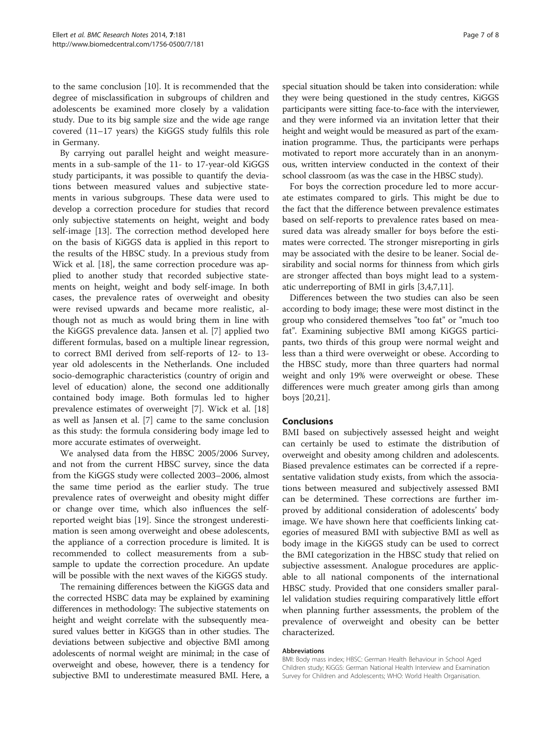to the same conclusion [10]. It is recommended that the degree of misclassification in subgroups of children and adolescents be examined more closely by a validation study. Due to its big sample size and the wide age range covered (11–17 years) the KiGGS study fulfils this role in Germany.

By carrying out parallel height and weight measurements in a sub-sample of the 11- to 17-year-old KiGGS study participants, it was possible to quantify the deviations between measured values and subjective statements in various subgroups. These data were used to develop a correction procedure for studies that record only subjective statements on height, weight and body self-image [13]. The correction method developed here on the basis of KiGGS data is applied in this report to the results of the HBSC study. In a previous study from Wick et al. [18], the same correction procedure was applied to another study that recorded subjective statements on height, weight and body self-image. In both cases, the prevalence rates of overweight and obesity were revised upwards and became more realistic, although not as much as would bring them in line with the KiGGS prevalence data. Jansen et al. [7] applied two different formulas, based on a multiple linear regression, to correct BMI derived from self-reports of 12- to 13-year old adolescents in the Netherlands. One included socio-demographic characteristics (country of origin and level of education) alone, the second one additionally contained body image. Both formulas led to higher prevalence estimates of overweight [7]. Wick et al. [18] as well as Jansen et al. [7] came to the same conclusion as this study: the formula considering body image led to more accurate estimates of overweight.

We analysed data from the HBSC 2005/2006 Survey, and not from the current HBSC survey, since the data from the KiGGS study were collected 2003–2006, almost the same time period as the earlier study. The true prevalence rates of overweight and obesity might differ or change over time, which also influences the self-reported weight bias [19]. Since the strongest underestimation is seen among overweight and obese adolescents, the appliance of a correction procedure is limited. It is recommended to collect measurements from a subsample to update the correction procedure. An update will be possible with the next waves of the KiGGS study.

The remaining differences between the KiGGS data and the corrected HSBC data may be explained by examining differences in methodology: The subjective statements on height and weight correlate with the subsequently measured values better in KiGGS than in other studies. The deviations between subjective and objective BMI among adolescents of normal weight are minimal; in the case of overweight and obese, however, there is a tendency for subjective BMI to underestimate measured BMI. Here, a special situation should be taken into consideration: while they were being questioned in the study centres, KiGGS participants were sitting face-to-face with the interviewer, and they were informed via an invitation letter that their height and weight would be measured as part of the examination programme. Thus, the participants were perhaps motivated to report more accurately than in an anonymous, written interview conducted in the context of their school classroom (as was the case in the HBSC study).

For boys the correction procedure led to more accurate estimates compared to girls. This might be due to the fact that the difference between prevalence estimates based on self-reports to prevalence rates based on measured data was already smaller for boys before the estimates were corrected. The stronger misreporting in girls may be associated with the desire to be leaner. Social desirability and social norms for thinness from which girls are stronger affected than boys might lead to a systematic underreporting of BMI in girls [3,4,7,11].

Differences between the two studies can also be seen according to body image; these were most distinct in the group who considered themselves "too fat" or "much too fat". Examining subjective BMI among KiGGS participants, two thirds of this group were normal weight and less than a third were overweight or obese. According to the HBSC study, more than three quarters had normal weight and only 19% were overweight or obese. These differences were much greater among girls than among boys [20,21].

## Conclusions

BMI based on subjectively assessed height and weight can certainly be used to estimate the distribution of overweight and obesity among children and adolescents. Biased prevalence estimates can be corrected if a representative validation study exists, from which the associations between measured and subjectively assessed BMI can be determined. These corrections are further improved by additional consideration of adolescents' body image. We have shown here that coefficients linking categories of measured BMI with subjective BMI as well as body image in the KiGGS study can be used to correct the BMI categorization in the HBSC study that relied on subjective assessment. Analogue procedures are applicable to all national components of the international HBSC study. Provided that one considers smaller parallel validation studies requiring comparatively little effort when planning further assessments, the problem of the prevalence of overweight and obesity can be better characterized.

#### Abbreviations

BMI: Body mass index; HBSC: German Health Behaviour in School Aged Children study; KiGGS: German National Health Interview and Examination Survey for Children and Adolescents; WHO: World Health Organisation.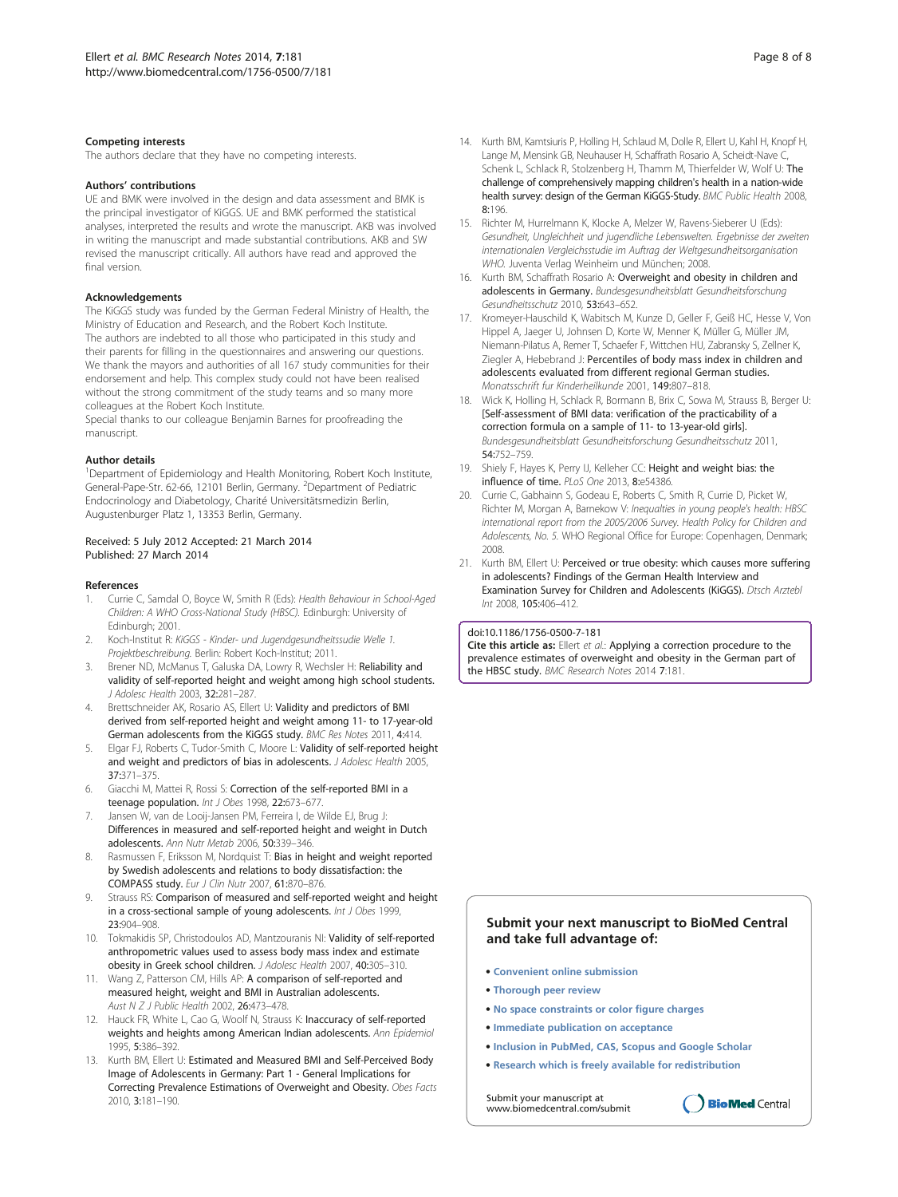### Competing interests

The authors declare that they have no competing interests.

### Authors' contributions

UE and BMK were involved in the design and data assessment and BMK is the principal investigator of KiGGS. UE and BMK performed the statistical analyses, interpreted the results and wrote the manuscript. AKB was involved in writing the manuscript and made substantial contributions. AKB and SW revised the manuscript critically. All authors have read and approved the final version.

### Acknowledgements

The KiGGS study was funded by the German Federal Ministry of Health, the Ministry of Education and Research, and the Robert Koch Institute.
The authors are indebted to all those who participated in this study and their parents for filling in the questionnaires and answering our questions. We thank the mayors and authorities of all 167 study communities for their endorsement and help. This complex study could not have been realised without the strong commitment of the study teams and so many more colleagues at the Robert Koch Institute.
Special thanks to our colleague Benjamin Barnes for proofreading the manuscript.

### Author details

[1]Department of Epidemiology and Health Monitoring, Robert Koch Institute, General-Pape-Str. 62-66, 12101 Berlin, Germany. [2]Department of Pediatric Endocrinology and Diabetology, Charité Universitätsmedizin Berlin, Augustenburger Platz 1, 13353 Berlin, Germany.

Received: 5 July 2012 Accepted: 21 March 2014
Published: 27 March 2014

### References

1. Currie C, Samdal O, Boyce W, Smith R (Eds): *Health Behaviour in School-Aged Children: A WHO Cross-National Study (HBSC)*. Edinburgh: University of Edinburgh; 2001.
2. Koch-Institut R: *KiGGS - Kinder- und Jugendgesundheitssudie Welle 1. Projektbeschreibung*. Berlin: Robert Koch-Institut; 2011.
3. Brener ND, McManus T, Galuska DA, Lowry R, Wechsler H: **Reliability and validity of self-reported height and weight among high school students.** *J Adolesc Health* 2003, **32:**281–287.
4. Brettschneider AK, Rosario AS, Ellert U: **Validity and predictors of BMI derived from self-reported height and weight among 11- to 17-year-old German adolescents from the KiGGS study.** *BMC Res Notes* 2011, **4:**414.
5. Elgar FJ, Roberts C, Tudor-Smith C, Moore L: **Validity of self-reported height and weight and predictors of bias in adolescents.** *J Adolesc Health* 2005, **37:**371–375.
6. Giacchi M, Mattei R, Rossi S: **Correction of the self-reported BMI in a teenage population.** *Int J Obes* 1998, **22:**673–677.
7. Jansen W, van de Looij-Jansen PM, Ferreira I, de Wilde EJ, Brug J: **Differences in measured and self-reported height and weight in Dutch adolescents.** *Ann Nutr Metab* 2006, **50:**339–346.
8. Rasmussen F, Eriksson M, Nordquist T: **Bias in height and weight reported by Swedish adolescents and relations to body dissatisfaction: the COMPASS study.** *Eur J Clin Nutr* 2007, **61:**870–876.
9. Strauss RS: **Comparison of measured and self-reported weight and height in a cross-sectional sample of young adolescents.** *Int J Obes* 1999, **23:**904–908.
10. Tokmakidis SP, Christodoulos AD, Mantzouranis NI: **Validity of self-reported anthropometric values used to assess body mass index and estimate obesity in Greek school children.** *J Adolesc Health* 2007, **40:**305–310.
11. Wang Z, Patterson CM, Hills AP: **A comparison of self-reported and measured height, weight and BMI in Australian adolescents.** *Aust N Z J Public Health* 2002, **26:**473–478.
12. Hauck FR, White L, Cao G, Woolf N, Strauss K: **Inaccuracy of self-reported weights and heights among American Indian adolescents.** *Ann Epidemiol* 1995, **5:**386–392.
13. Kurth BM, Ellert U: **Estimated and Measured BMI and Self-Perceived Body Image of Adolescents in Germany: Part 1 - General Implications for Correcting Prevalence Estimations of Overweight and Obesity.** *Obes Facts* 2010, **3:**181–190.
14. Kurth BM, Kamtsiuris P, Holling H, Schlaud M, Dolle R, Ellert U, Kahl H, Knopf H, Lange M, Mensink GB, Neuhauser H, Schaffrath Rosario A, Scheidt-Nave C, Schenk L, Schlack R, Stolzenberg H, Thamm M, Thierfelder W, Wolf U: **The challenge of comprehensively mapping children's health in a nation-wide health survey: design of the German KiGGS-Study.** *BMC Public Health* 2008, **8:**196.
15. Richter M, Hurrelmann K, Klocke A, Melzer W, Ravens-Sieberer U (Eds): *Gesundheit, Ungleichheit und jugendliche Lebenswelten. Ergebnisse der zweiten internationalen Vergleichsstudie im Auftrag der Weltgesundheitsorganisation WHO*. Juventa Verlag Weinheim und München; 2008.
16. Kurth BM, Schaffrath Rosario A: **Overweight and obesity in children and adolescents in Germany.** *Bundesgesundheitsblatt Gesundheitsforschung Gesundheitsschutz* 2010, **53:**643–652.
17. Kromeyer-Hauschild K, Wabitsch M, Kunze D, Geller F, Geiß HC, Hesse V, Von Hippel A, Jaeger U, Johnsen D, Korte W, Menner K, Müller G, Müller JM, Niemann-Pilatus A, Remer T, Schaefer F, Wittchen HU, Zabransky S, Zellner K, Ziegler A, Hebebrand J: **Percentiles of body mass index in children and adolescents evaluated from different regional German studies.** *Monatsschrift fur Kinderheilkunde* 2001, **149:**807–818.
18. Wick K, Holling H, Schlack R, Bormann B, Brix C, Sowa M, Strauss B, Berger U: **[Self-assessment of BMI data: verification of the practicability of a correction formula on a sample of 11- to 13-year-old girls].** *Bundesgesundheitsblatt Gesundheitsforschung Gesundheitsschutz* 2011, **54:**752–759.
19. Shiely F, Hayes K, Perry IJ, Kelleher CC: **Height and weight bias: the influence of time.** *PLoS One* 2013, **8:**e54386.
20. Currie C, Gabhainn S, Godeau E, Roberts C, Smith R, Currie D, Picket W, Richter M, Morgan A, Barnekow V: *Inequalties in young people's health: HBSC international report from the 2005/2006 Survey. Health Policy for Children and Adolescents, No. 5*. WHO Regional Office for Europe: Copenhagen, Denmark; 2008.
21. Kurth BM, Ellert U: **Perceived or true obesity: which causes more suffering in adolescents? Findings of the German Health Interview and Examination Survey for Children and Adolescents (KiGGS).** *Dtsch Arztebl Int* 2008, **105:**406–412.

doi:10.1186/1756-0500-7-181
**Cite this article as:** Ellert *et al.*: Applying a correction procedure to the prevalence estimates of overweight and obesity in the German part of the HBSC study. *BMC Research Notes* 2014 **7**:181.